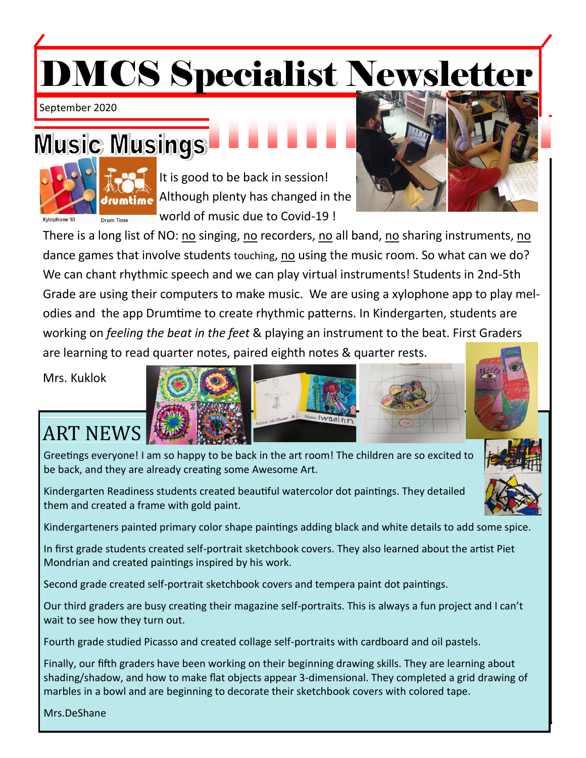# DMCS Specialist Newsletter

September 2020

## Music Musings

Xylophone 10 Drum Time

It is good to be back in session! Although plenty has changed in the world of music due to Covid-19 ! There is a long list of NO: no singing, no recorders, no all band, no sharing instruments, no dance games that involve students touching, no using the music room. So what can we do? We can chant rhythmic speech and we can play virtual instruments! Students in 2nd-5th Grade are using their computers to make music. We are using a xylophone app to play melodies and the app Drumtime to create rhythmic patterns. In Kindergarten, students are working on *feeling the beat in the feet* & playing an instrument to the beat. First Graders are learning to read quarter notes, paired eighth notes & quarter rests.

Mrs. Kuklok

## ART NEWS

Greetings everyone! I am so happy to be back in the art room! The children are so excited to be back, and they are already creating some Awesome Art.

Kindergarten Readiness students created beautiful watercolor dot paintings. They detailed them and created a frame with gold paint.

Kindergarteners painted primary color shape paintings adding black and white details to add some spice.

In first grade students created self-portrait sketchbook covers. They also learned about the artist Piet Mondrian and created paintings inspired by his work.

Second grade created self-portrait sketchbook covers and tempera paint dot paintings.

Our third graders are busy creating their magazine self-portraits. This is always a fun project and I can't wait to see how they turn out.

Fourth grade studied Picasso and created collage self-portraits with cardboard and oil pastels.

Finally, our fifth graders have been working on their beginning drawing skills. They are learning about shading/shadow, and how to make flat objects appear 3-dimensional. They completed a grid drawing of marbles in a bowl and are beginning to decorate their sketchbook covers with colored tape.

Mrs.DeShane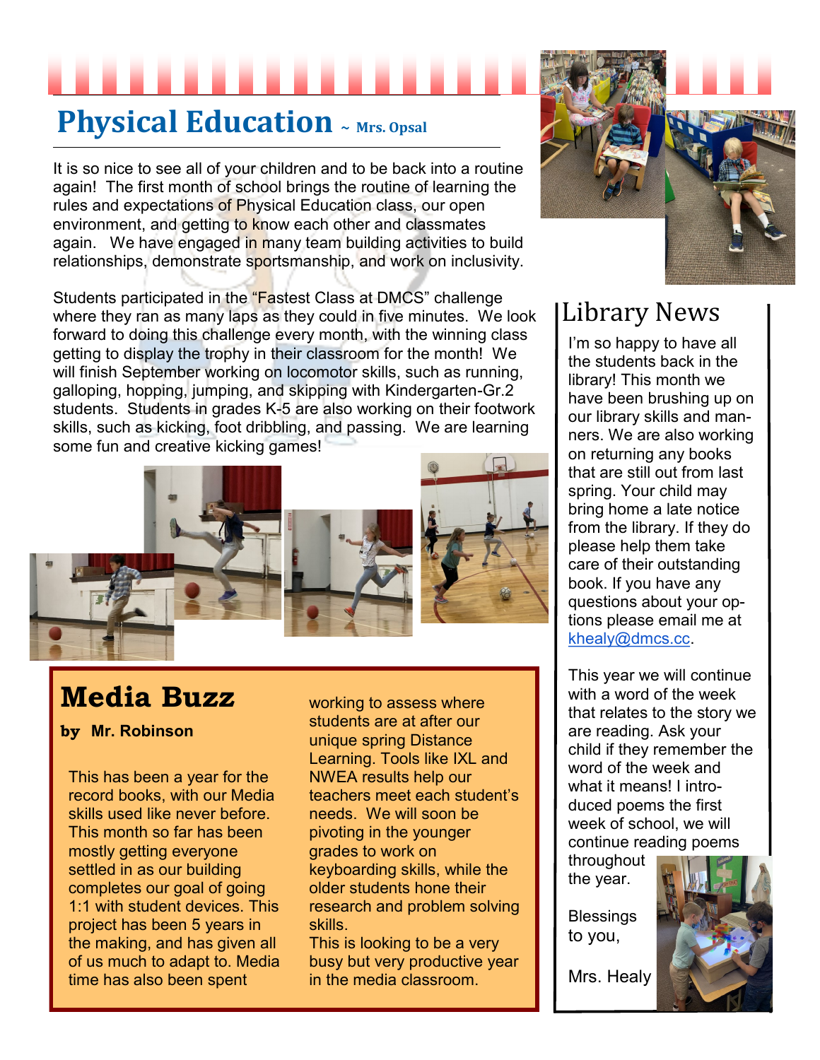## Physical Education ~ Mrs. Opsal

It is so nice to see all of your children and to be back into a routine again! The first month of school brings the routine of learning the rules and expectations of Physical Education class, our open environment, and getting to know each other and classmates again. We have engaged in many team building activities to build relationships, demonstrate sportsmanship, and work on inclusivity.

Students participated in the "Fastest Class at DMCS" challenge where they ran as many laps as they could in five minutes. We look forward to doing this challenge every month, with the winning class getting to display the trophy in their classroom for the month! We will finish September working on locomotor skills, such as running, galloping, hopping, jumping, and skipping with Kindergarten-Gr.2 students. Students in grades K-5 are also working on their footwork skills, such as kicking, foot dribbling, and passing. We are learning some fun and creative kicking games!

## Media Buzz

**by Mr. Robinson**

This has been a year for the record books, with our Media skills used like never before. This month so far has been mostly getting everyone settled in as our building completes our goal of going 1:1 with student devices. This project has been 5 years in the making, and has given all of us much to adapt to. Media time has also been spent working to assess where students are at after our unique spring Distance Learning. Tools like IXL and NWEA results help our teachers meet each student's needs. We will soon be pivoting in the younger grades to work on keyboarding skills, while the older students hone their research and problem solving skills.
This is looking to be a very busy but very productive year in the media classroom.

## Library News

I'm so happy to have all the students back in the library! This month we have been brushing up on our library skills and manners. We are also working on returning any books that are still out from last spring. Your child may bring home a late notice from the library. If they do please help them take care of their outstanding book. If you have any questions about your options please email me at khealy@dmcs.cc.

This year we will continue with a word of the week that relates to the story we are reading. Ask your child if they remember the word of the week and what it means! I introduced poems the first week of school, we will continue reading poems throughout the year.

Blessings to you,

Mrs. Healy